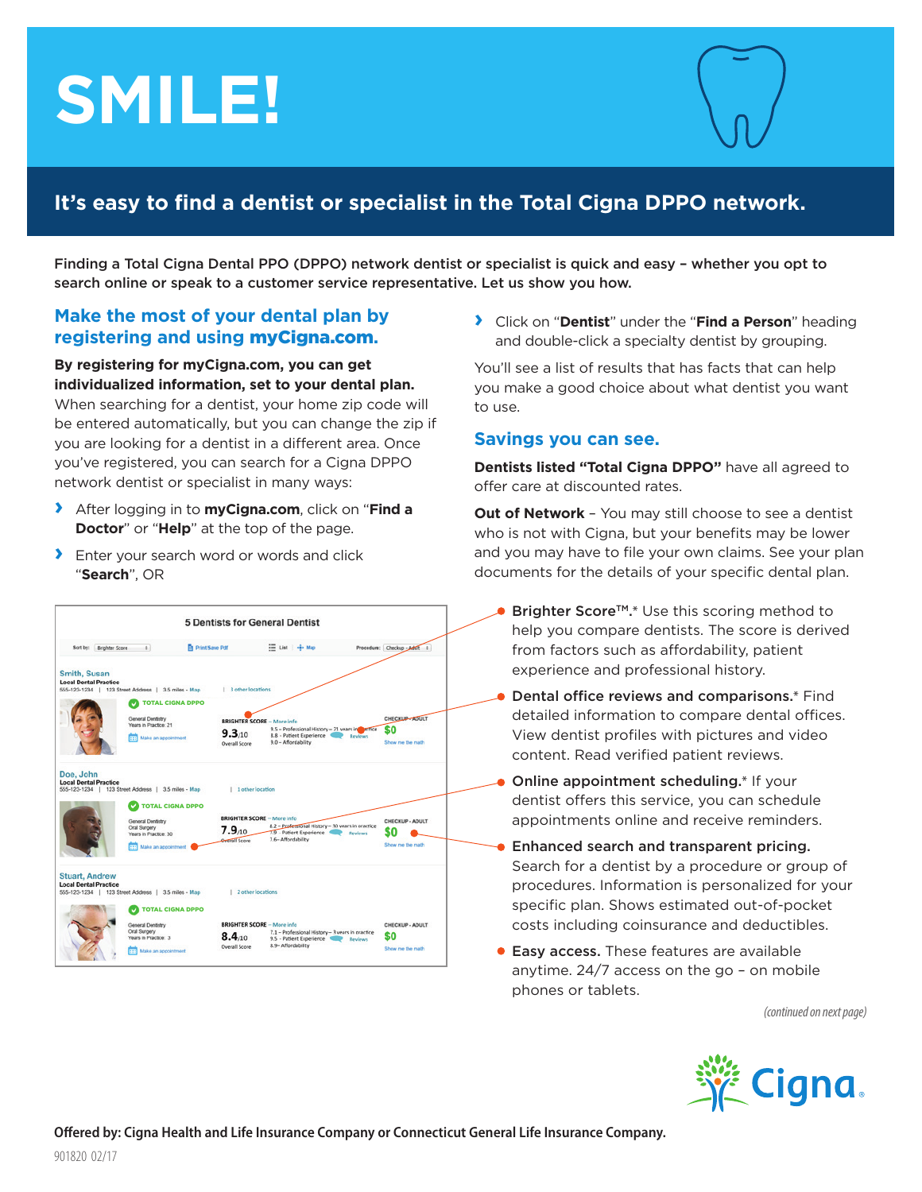# SMILE!

## It's easy to find a dentist or specialist in the Total Cigna DPPO network.

**Finding a Total Cigna Dental PPO (DPPO) network dentist or specialist is quick and easy – whether you opt to search online or speak to a customer service representative. Let us show you how.**

### Make the most of your dental plan by registering and using myCigna.com.

**By registering for myCigna.com, you can get individualized information, set to your dental plan.** When searching for a dentist, your home zip code will be entered automatically, but you can change the zip if you are looking for a dentist in a different area. Once you've registered, you can search for a Cigna DPPO network dentist or specialist in many ways:

- After logging in to **myCigna.com**, click on "**Find a Doctor**" or "**Help**" at the top of the page.
- Enter your search word or words and click "**Search**", OR
- Click on "**Dentist**" under the "**Find a Person**" heading and double-click a specialty dentist by grouping.

You'll see a list of results that has facts that can help you make a good choice about what dentist you want to use.

**5 Dentists for General Dentist**

Sort by: Brighter Score | Print/Save Pdf | List | Map | Procedure: Checkup - Adult

**Smith, Susan** – Local Dental Practice – 555-123-1234 | 123 Street Address | 3.5 miles - Map | 3 other locations – TOTAL CIGNA DPPO – General Dentistry, Years in Practice: 21 – Make an appointment – BRIGHTER SCORE – More info: 9.3/10 Overall Score; 9.5 - Professional History – 21 years in practice; 8.8 - Patient Experience; 9.0 - Affordability – Reviews – CHECKUP - ADULT $0 – Show me the math

**Doe, John** – Local Dental Practice – 555-123-1234 | 123 Street Address | 3.5 miles - Map | 1 other location – TOTAL CIGNA DPPO – General Dentistry, Oral Surgery, Years in Practice: 30 – Make an appointment – BRIGHTER SCORE – More info: 7.9/10 Overall Score; 8.2 - Professional History – 30 years in practice; 7.9 - Patient Experience; 7.6 - Affordability – Reviews – CHECKUP - ADULT $0 – Show me the math

**Stuart, Andrew** – Local Dental Practice – 555-123-1234 | 123 Street Address | 3.5 miles - Map | 2 other locations – TOTAL CIGNA DPPO – General Dentistry, Oral Surgery, Years in Practice: 3 – Make an appointment – BRIGHTER SCORE – More info: 8.4/10 Overall Score; 7.1 - Professional History – 3 years in practice; 9.5 - Patient Experience; 8.9 - Affordability – Reviews – CHECKUP - ADULT $0 – Show me the math

### Savings you can see.

**Dentists listed "Total Cigna DPPO"** have all agreed to offer care at discounted rates.

**Out of Network** – You may still choose to see a dentist who is not with Cigna, but your benefits may be lower and you may have to file your own claims. See your plan documents for the details of your specific dental plan.

- **Brighter Score™.*** Use this scoring method to help you compare dentists. The score is derived from factors such as affordability, patient experience and professional history.
- **Dental office reviews and comparisons.*** Find detailed information to compare dental offices. View dentist profiles with pictures and video content. Read verified patient reviews.
- **Online appointment scheduling.*** If your dentist offers this service, you can schedule appointments online and receive reminders.
- **Enhanced search and transparent pricing.** Search for a dentist by a procedure or group of procedures. Information is personalized for your specific plan. Shows estimated out-of-pocket costs including coinsurance and deductibles.
- **Easy access.** These features are available anytime. 24/7 access on the go – on mobile phones or tablets.

*(continued on next page)*

Cigna

**Offered by: Cigna Health and Life Insurance Company or Connecticut General Life Insurance Company.**

901820 02/17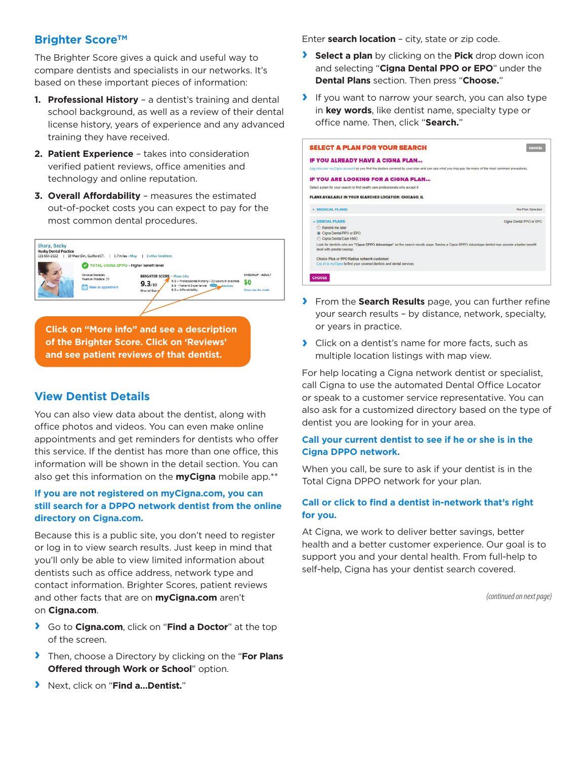## Brighter Score™

The Brighter Score gives a quick and useful way to compare dentists and specialists in our networks. It's based on these important pieces of information:

1. **Professional History** – a dentist's training and dental school background, as well as a review of their dental license history, years of experience and any advanced training they have received.
2. **Patient Experience** – takes into consideration verified patient reviews, office amenities and technology and online reputation.
3. **Overall Affordability** – measures the estimated out-of-pocket costs you can expect to pay for the most common dental procedures.

**Click on "More info" and see a description of the Brighter Score. Click on 'Reviews' and see patient reviews of that dentist.**

## View Dentist Details

You can also view data about the dentist, along with office photos and videos. You can even make online appointments and get reminders for dentists who offer this service. If the dentist has more than one office, this information will be shown in the detail section. You can also get this information on the **myCigna** mobile app.**

### If you are not registered on myCigna.com, you can still search for a DPPO network dentist from the online directory on Cigna.com.

Because this is a public site, you don't need to register or log in to view search results. Just keep in mind that you'll only be able to view limited information about dentists such as office address, network type and contact information. Brighter Scores, patient reviews and other facts that are on **myCigna.com** aren't on **Cigna.com**.

- Go to **Cigna.com**, click on "**Find a Doctor**" at the top of the screen.
- Then, choose a Directory by clicking on the "**For Plans Offered through Work or School**" option.
- Next, click on "**Find a...Dentist.**"

Enter **search location** – city, state or zip code.

- **Select a plan** by clicking on the **Pick** drop down icon and selecting "**Cigna Dental PPO or EPO**" under the **Dental Plans** section. Then press "**Choose.**"
- If you want to narrow your search, you can also type in **key words**, like dentist name, specialty type or office name. Then, click "**Search.**"

- From the **Search Results** page, you can further refine your search results – by distance, network, specialty, or years in practice.
- Click on a dentist's name for more facts, such as multiple location listings with map view.

For help locating a Cigna network dentist or specialist, call Cigna to use the automated Dental Office Locator or speak to a customer service representative. You can also ask for a customized directory based on the type of dentist you are looking for in your area.

### Call your current dentist to see if he or she is in the Cigna DPPO network.

When you call, be sure to ask if your dentist is in the Total Cigna DPPO network for your plan.

### Call or click to find a dentist in-network that's right for you.

At Cigna, we work to deliver better savings, better health and a better customer experience. Our goal is to support you and your dental health. From full-help to self-help, Cigna has your dentist search covered.

*(continued on next page)*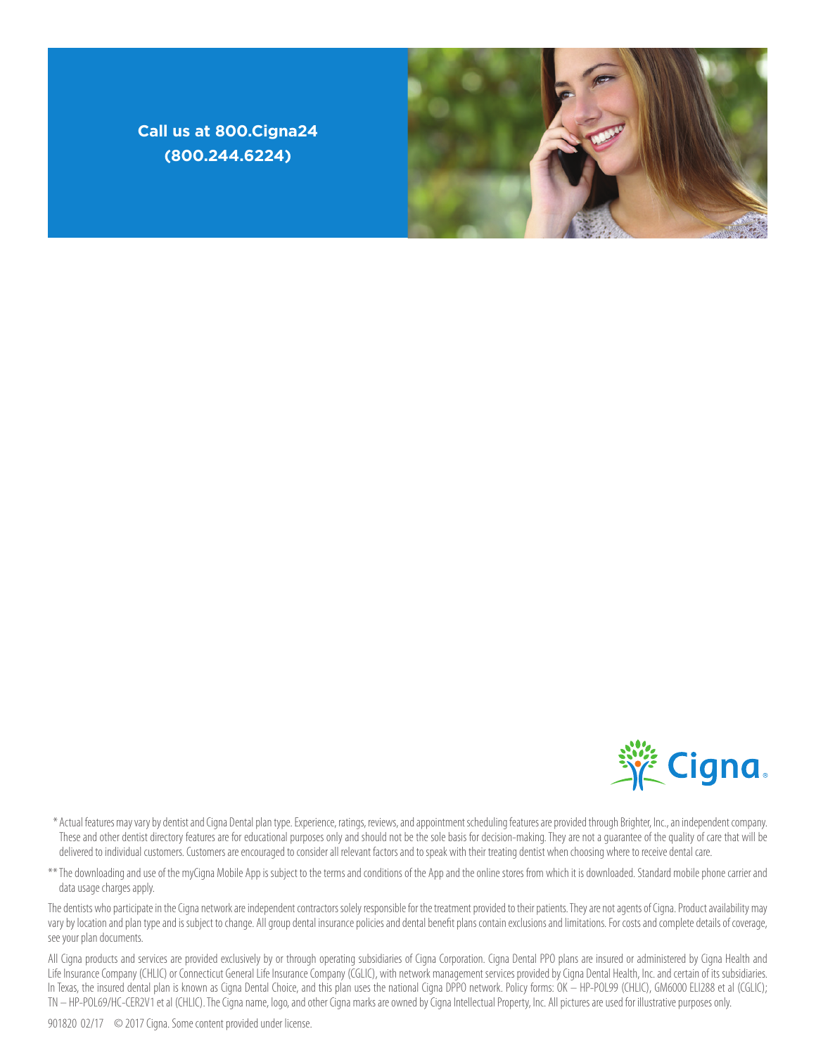**Call us at 800.Cigna24 (800.244.6224)**

Cigna.

\* Actual features may vary by dentist and Cigna Dental plan type. Experience, ratings, reviews, and appointment scheduling features are provided through Brighter, Inc., an independent company. These and other dentist directory features are for educational purposes only and should not be the sole basis for decision-making. They are not a guarantee of the quality of care that will be delivered to individual customers. Customers are encouraged to consider all relevant factors and to speak with their treating dentist when choosing where to receive dental care.

\*\* The downloading and use of the myCigna Mobile App is subject to the terms and conditions of the App and the online stores from which it is downloaded. Standard mobile phone carrier and data usage charges apply.

The dentists who participate in the Cigna network are independent contractors solely responsible for the treatment provided to their patients. They are not agents of Cigna. Product availability may vary by location and plan type and is subject to change. All group dental insurance policies and dental benefit plans contain exclusions and limitations. For costs and complete details of coverage, see your plan documents.

All Cigna products and services are provided exclusively by or through operating subsidiaries of Cigna Corporation. Cigna Dental PPO plans are insured or administered by Cigna Health and Life Insurance Company (CHLIC) or Connecticut General Life Insurance Company (CGLIC), with network management services provided by Cigna Dental Health, Inc. and certain of its subsidiaries. In Texas, the insured dental plan is known as Cigna Dental Choice, and this plan uses the national Cigna DPPO network. Policy forms: OK – HP-POL99 (CHLIC), GM6000 ELI288 et al (CGLIC); TN – HP-POL69/HC-CER2V1 et al (CHLIC). The Cigna name, logo, and other Cigna marks are owned by Cigna Intellectual Property, Inc. All pictures are used for illustrative purposes only.

901820 02/17 © 2017 Cigna. Some content provided under license.